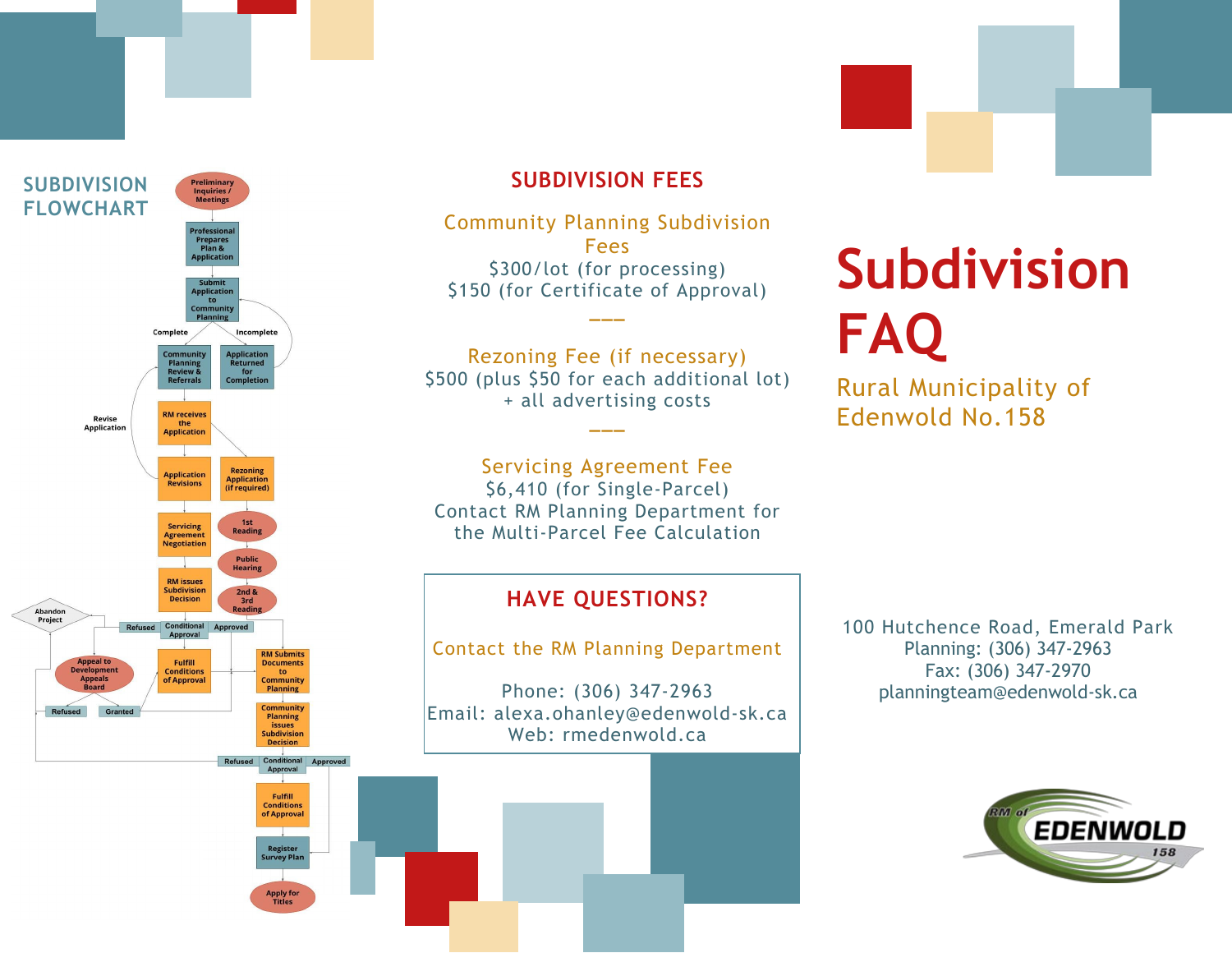# Subdivision FAQ

Rural Municipality of Edenwold No.158

100 Hutchence Road, Emerald Park
Planning: (306) 347-2963
Fax: (306) 347-2970
planningteam@edenwold-sk.ca

## SUBDIVISION FLOWCHART

- Preliminary Inquiries / Meetings
- Professional Prepares Plan & Application
- Submit Application to Community Planning
  - Complete → Community Planning Review & Referrals
  - Incomplete → Application Returned for Completion
- RM receives the Application
  - Rezoning Application (if required) → 1st Reading → Public Hearing → 2nd & 3rd Reading
- Application Revisions (Revise Application)
- Servicing Agreement Negotiation
- RM issues Subdivision Decision
  - Refused → Abandon Project / Appeal to Development Appeals Board (Refused / Granted)
  - Conditional Approval → Fulfill Conditions of Approval
  - Approved → RM Submits Documents to Community Planning
- Community Planning issues Subdivision Decision
  - Refused
  - Conditional Approval → Fulfill Conditions of Approval
  - Approved
- Register Survey Plan
- Apply for Titles

## SUBDIVISION FEES

**Community Planning Subdivision Fees**
$300/lot (for processing)
$150 (for Certificate of Approval)

---

**Rezoning Fee (if necessary)**
$500 (plus $50 for each additional lot)
+ all advertising costs

---

**Servicing Agreement Fee**
$6,410 (for Single-Parcel)
Contact RM Planning Department for the Multi-Parcel Fee Calculation

## HAVE QUESTIONS?

Contact the RM Planning Department

Phone: (306) 347-2963
Email: alexa.ohanley@edenwold-sk.ca
Web: rmedenwold.ca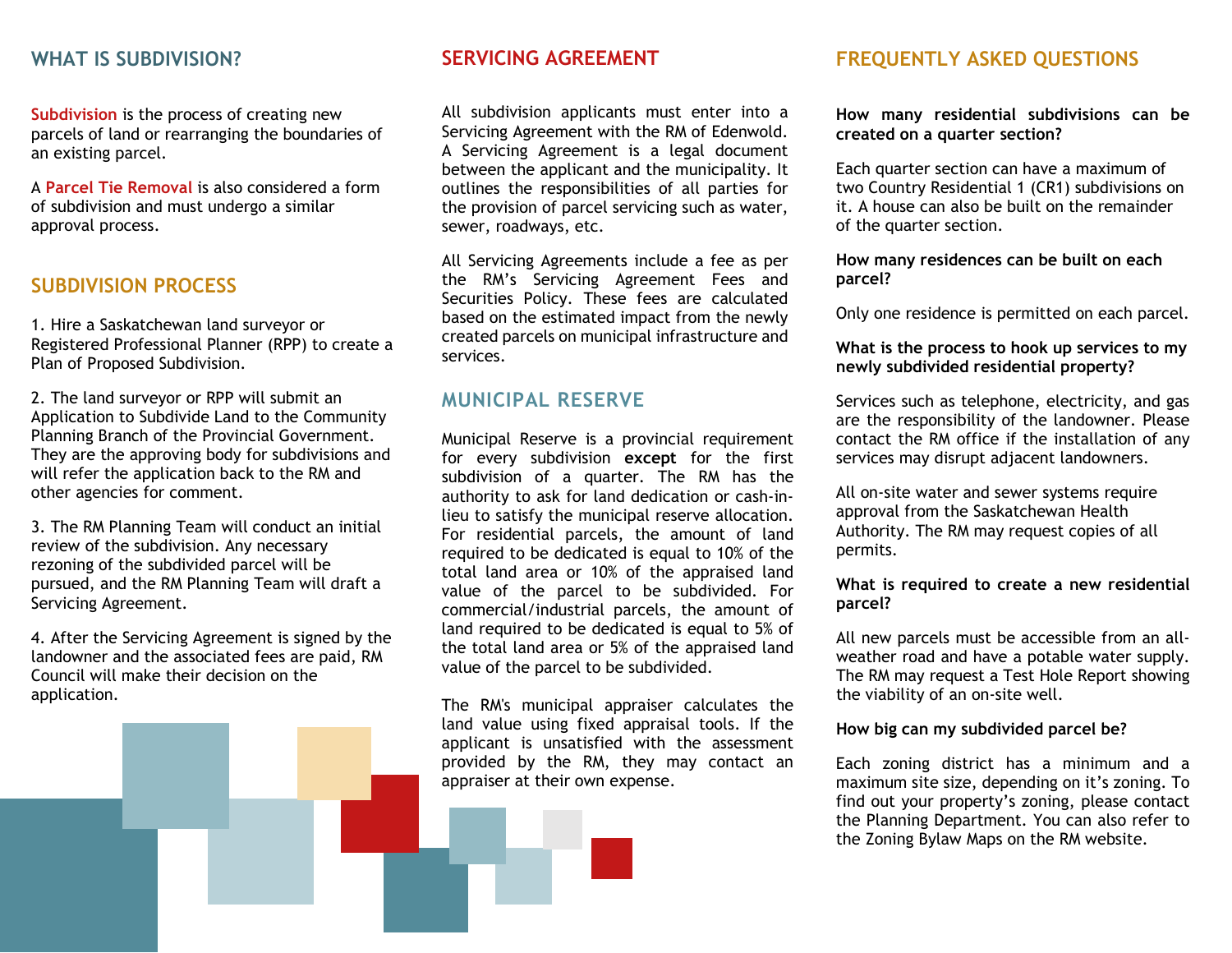## WHAT IS SUBDIVISION?

**Subdivision** is the process of creating new parcels of land or rearranging the boundaries of an existing parcel.

A **Parcel Tie Removal** is also considered a form of subdivision and must undergo a similar approval process.

## SUBDIVISION PROCESS

1. Hire a Saskatchewan land surveyor or Registered Professional Planner (RPP) to create a Plan of Proposed Subdivision.

2. The land surveyor or RPP will submit an Application to Subdivide Land to the Community Planning Branch of the Provincial Government. They are the approving body for subdivisions and will refer the application back to the RM and other agencies for comment.

3. The RM Planning Team will conduct an initial review of the subdivision. Any necessary rezoning of the subdivided parcel will be pursued, and the RM Planning Team will draft a Servicing Agreement.

4. After the Servicing Agreement is signed by the landowner and the associated fees are paid, RM Council will make their decision on the application.

## SERVICING AGREEMENT

All subdivision applicants must enter into a Servicing Agreement with the RM of Edenwold. A Servicing Agreement is a legal document between the applicant and the municipality. It outlines the responsibilities of all parties for the provision of parcel servicing such as water, sewer, roadways, etc.

All Servicing Agreements include a fee as per the RM's Servicing Agreement Fees and Securities Policy. These fees are calculated based on the estimated impact from the newly created parcels on municipal infrastructure and services.

## MUNICIPAL RESERVE

Municipal Reserve is a provincial requirement for every subdivision **except** for the first subdivision of a quarter. The RM has the authority to ask for land dedication or cash-in-lieu to satisfy the municipal reserve allocation. For residential parcels, the amount of land required to be dedicated is equal to 10% of the total land area or 10% of the appraised land value of the parcel to be subdivided. For commercial/industrial parcels, the amount of land required to be dedicated is equal to 5% of the total land area or 5% of the appraised land value of the parcel to be subdivided.

The RM's municipal appraiser calculates the land value using fixed appraisal tools. If the applicant is unsatisfied with the assessment provided by the RM, they may contact an appraiser at their own expense.

## FREQUENTLY ASKED QUESTIONS

**How many residential subdivisions can be created on a quarter section?**

Each quarter section can have a maximum of two Country Residential 1 (CR1) subdivisions on it. A house can also be built on the remainder of the quarter section.

**How many residences can be built on each parcel?**

Only one residence is permitted on each parcel.

**What is the process to hook up services to my newly subdivided residential property?**

Services such as telephone, electricity, and gas are the responsibility of the landowner. Please contact the RM office if the installation of any services may disrupt adjacent landowners.

All on-site water and sewer systems require approval from the Saskatchewan Health Authority. The RM may request copies of all permits.

**What is required to create a new residential parcel?**

All new parcels must be accessible from an all-weather road and have a potable water supply. The RM may request a Test Hole Report showing the viability of an on-site well.

**How big can my subdivided parcel be?**

Each zoning district has a minimum and a maximum site size, depending on it's zoning. To find out your property's zoning, please contact the Planning Department. You can also refer to the Zoning Bylaw Maps on the RM website.